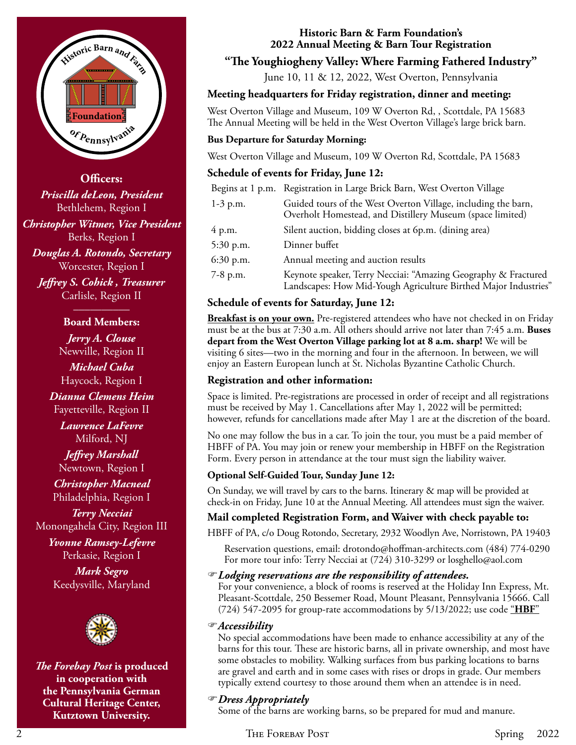**Officers:**

***Priscilla deLeon, President***
Bethlehem, Region I

***Christopher Witmer, Vice President***
Berks, Region I

***Douglas A. Rotondo, Secretary***
Worcester, Region I

***Jeffrey S. Cobick , Treasurer***
Carlisle, Region II

**Board Members:**

***Jerry A. Clouse***
Newville, Region II

***Michael Cuba***
Haycock, Region I

***Dianna Clemens Heim***
Fayetteville, Region II

***Lawrence LaFevre***
Milford, NJ

***Jeffrey Marshall***
Newtown, Region I

***Christopher Macneal***
Philadelphia, Region I

***Terry Necciai***
Monongahela City, Region III

***Yvonne Ramsey-Lefevre***
Perkasie, Region I

***Mark Segro***
Keedysville, Maryland

***The Forebay Post*** **is produced in cooperation with the Pennsylvania German Cultural Heritage Center, Kutztown University.**

## Historic Barn & Farm Foundation's 2022 Annual Meeting & Barn Tour Registration

## "The Youghiogheny Valley: Where Farming Fathered Industry"

June 10, 11 & 12, 2022, West Overton, Pennsylvania

### Meeting headquarters for Friday registration, dinner and meeting:

West Overton Village and Museum, 109 W Overton Rd, , Scottdale, PA 15683
The Annual Meeting will be held in the West Overton Village's large brick barn.

**Bus Departure for Saturday Morning:**

West Overton Village and Museum, 109 W Overton Rd, Scottdale, PA 15683

### Schedule of events for Friday, June 12:

| | |
|---|---|
| Begins at 1 p.m. | Registration in Large Brick Barn, West Overton Village |
| 1-3 p.m. | Guided tours of the West Overton Village, including the barn, Overholt Homestead, and Distillery Museum (space limited) |
| 4 p.m. | Silent auction, bidding closes at 6p.m. (dining area) |
| 5:30 p.m. | Dinner buffet |
| 6:30 p.m. | Annual meeting and auction results |
| 7-8 p.m. | Keynote speaker, Terry Necciai: "Amazing Geography & Fractured Landscapes: How Mid-Yough Agriculture Birthed Major Industries" |

### Schedule of events for Saturday, June 12:

**Breakfast is on your own.** Pre-registered attendees who have not checked in on Friday must be at the bus at 7:30 a.m. All others should arrive not later than 7:45 a.m. **Buses depart from the West Overton Village parking lot at 8 a.m. sharp!** We will be visiting 6 sites—two in the morning and four in the afternoon. In between, we will enjoy an Eastern European lunch at St. Nicholas Byzantine Catholic Church.

### Registration and other information:

Space is limited. Pre-registrations are processed in order of receipt and all registrations must be received by May 1. Cancellations after May 1, 2022 will be permitted; however, refunds for cancellations made after May 1 are at the discretion of the board.

No one may follow the bus in a car. To join the tour, you must be a paid member of HBFF of PA. You may join or renew your membership in HBFF on the Registration Form. Every person in attendance at the tour must sign the liability waiver.

**Optional Self-Guided Tour, Sunday June 12:**

On Sunday, we will travel by cars to the barns. Itinerary & map will be provided at check-in on Friday, June 10 at the Annual Meeting. All attendees must sign the waiver.

### Mail completed Registration Form, and Waiver with check payable to:

HBFF of PA, c/o Doug Rotondo, Secretary, 2932 Woodlyn Ave, Norristown, PA 19403

Reservation questions, email: drotondo@hoffman-architects.com (484) 774-0290
For more tour info: Terry Necciai at (724) 310-3299 or losghello@aol.com

☞ ***Lodging reservations are the responsibility of attendees.***
For your convenience, a block of rooms is reserved at the Holiday Inn Express, Mt. Pleasant-Scottdale, 250 Bessemer Road, Mount Pleasant, Pennsylvania 15666. Call (724) 547-2095 for group-rate accommodations by 5/13/2022; use code "**HBF**"

☞ ***Accessibility***
No special accommodations have been made to enhance accessibility at any of the barns for this tour. These are historic barns, all in private ownership, and most have some obstacles to mobility. Walking surfaces from bus parking locations to barns are gravel and earth and in some cases with rises or drops in grade. Our members typically extend courtesy to those around them when an attendee is in need.

☞ ***Dress Appropriately***
Some of the barns are working barns, so be prepared for mud and manure.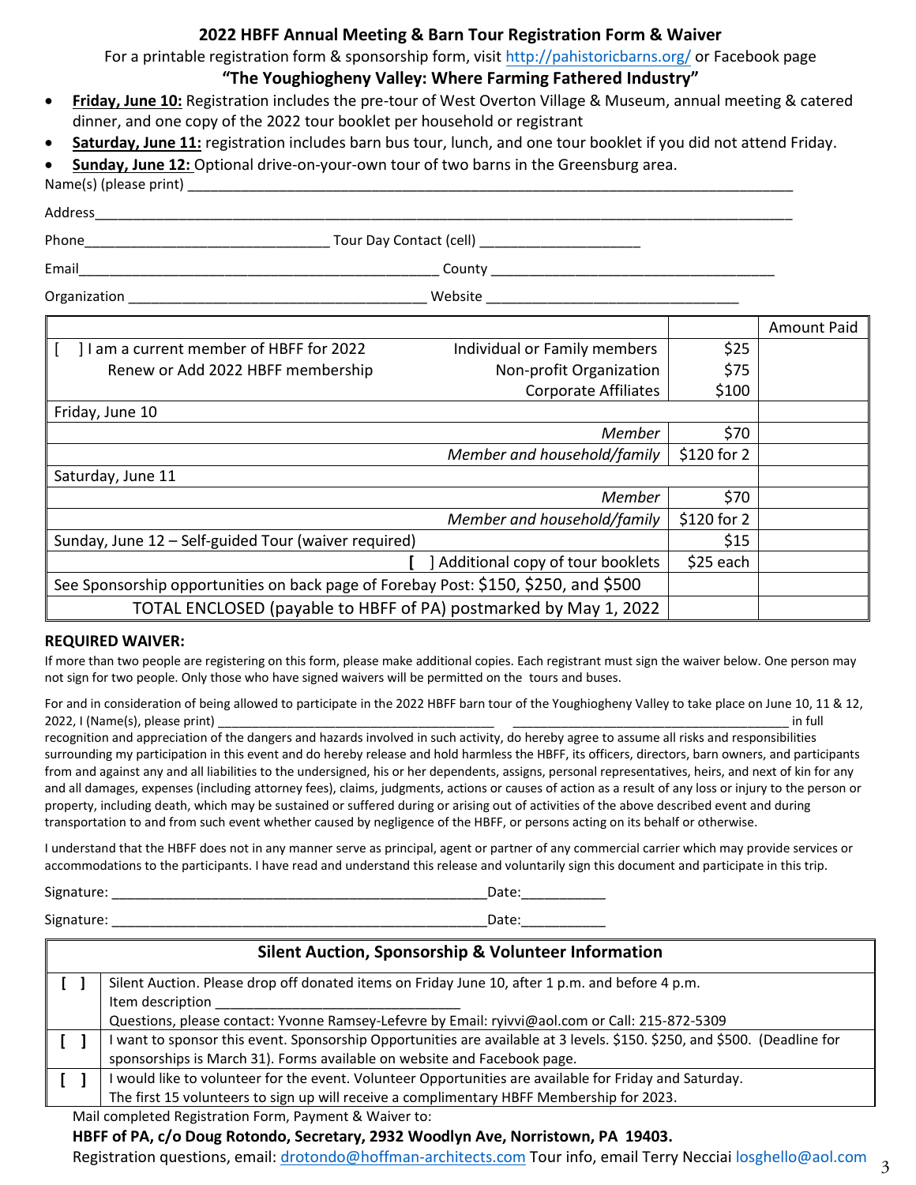## 2022 HBFF Annual Meeting & Barn Tour Registration Form & Waiver

For a printable registration form & sponsorship form, visit http://pahistoricbarns.org/ or Facebook page

**"The Youghiogheny Valley: Where Farming Fathered Industry"**

- **Friday, June 10:** Registration includes the pre-tour of West Overton Village & Museum, annual meeting & catered dinner, and one copy of the 2022 tour booklet per household or registrant
- **Saturday, June 11:** registration includes barn bus tour, lunch, and one tour booklet if you did not attend Friday.
- **Sunday, June 12:** Optional drive-on-your-own tour of two barns in the Greensburg area.

Name(s) (please print) ________________________________________________________________

Address________________________________________________________________

Phone______________________________ Tour Day Contact (cell) ____________________

Email_____________________________________________ County ____________________________________

Organization ____________________________________ Website ________________________________

| | | | Amount Paid |
|---|---|---|---|
| [ ] I am a current member of HBFF for 2022 | Individual or Family members | $25 | |
| Renew or Add 2022 HBFF membership | Non-profit Organization | $75 | |
| | Corporate Affiliates | $100 | |
| Friday, June 10 | | | |
| | *Member* | $70 | |
| | *Member and household/family* | $120 for 2 | |
| Saturday, June 11 | | | |
| | *Member* | $70 | |
| | *Member and household/family* | $120 for 2 | |
| Sunday, June 12 – Self-guided Tour (waiver required) | | $15 | |
| | [ ] Additional copy of tour booklets | $25 each | |
| See Sponsorship opportunities on back page of Forebay Post: $150, $250, and $500 | | | |
| TOTAL ENCLOSED (payable to HBFF of PA) postmarked by May 1, 2022 | | | |

**REQUIRED WAIVER:**

If more than two people are registering on this form, please make additional copies. Each registrant must sign the waiver below. One person may not sign for two people. Only those who have signed waivers will be permitted on the tours and buses.

For and in consideration of being allowed to participate in the 2022 HBFF barn tour of the Youghiogheny Valley to take place on June 10, 11 & 12, 2022, I (Name(s), please print) ______________________________________ ______________________________________ in full recognition and appreciation of the dangers and hazards involved in such activity, do hereby agree to assume all risks and responsibilities surrounding my participation in this event and do hereby release and hold harmless the HBFF, its officers, directors, barn owners, and participants from and against any and all liabilities to the undersigned, his or her dependents, assigns, personal representatives, heirs, and next of kin for any and all damages, expenses (including attorney fees), claims, judgments, actions or causes of action as a result of any loss or injury to the person or property, including death, which may be sustained or suffered during or arising out of activities of the above described event and during transportation to and from such event whether caused by negligence of the HBFF, or persons acting on its behalf or otherwise.

I understand that the HBFF does not in any manner serve as principal, agent or partner of any commercial carrier which may provide services or accommodations to the participants. I have read and understand this release and voluntarily sign this document and participate in this trip.

Signature: _______________________________________________Date:__________

Signature: _______________________________________________Date:__________

| Silent Auction, Sponsorship & Volunteer Information | |
|---|---|
| [ ] | Silent Auction. Please drop off donated items on Friday June 10, after 1 p.m. and before 4 p.m. Item description ______________________________ Questions, please contact: Yvonne Ramsey-Lefevre by Email: ryivvi@aol.com or Call: 215-872-5309 |
| [ ] | I want to sponsor this event. Sponsorship Opportunities are available at 3 levels. $150. $250, and $500. (Deadline for sponsorships is March 31). Forms available on website and Facebook page. |
| [ ] | I would like to volunteer for the event. Volunteer Opportunities are available for Friday and Saturday. The first 15 volunteers to sign up will receive a complimentary HBFF Membership for 2023. |

Mail completed Registration Form, Payment & Waiver to:

**HBFF of PA, c/o Doug Rotondo, Secretary, 2932 Woodlyn Ave, Norristown, PA 19403.**

Registration questions, email: drotondo@hoffman-architects.com Tour info, email Terry Necciai losghello@aol.com